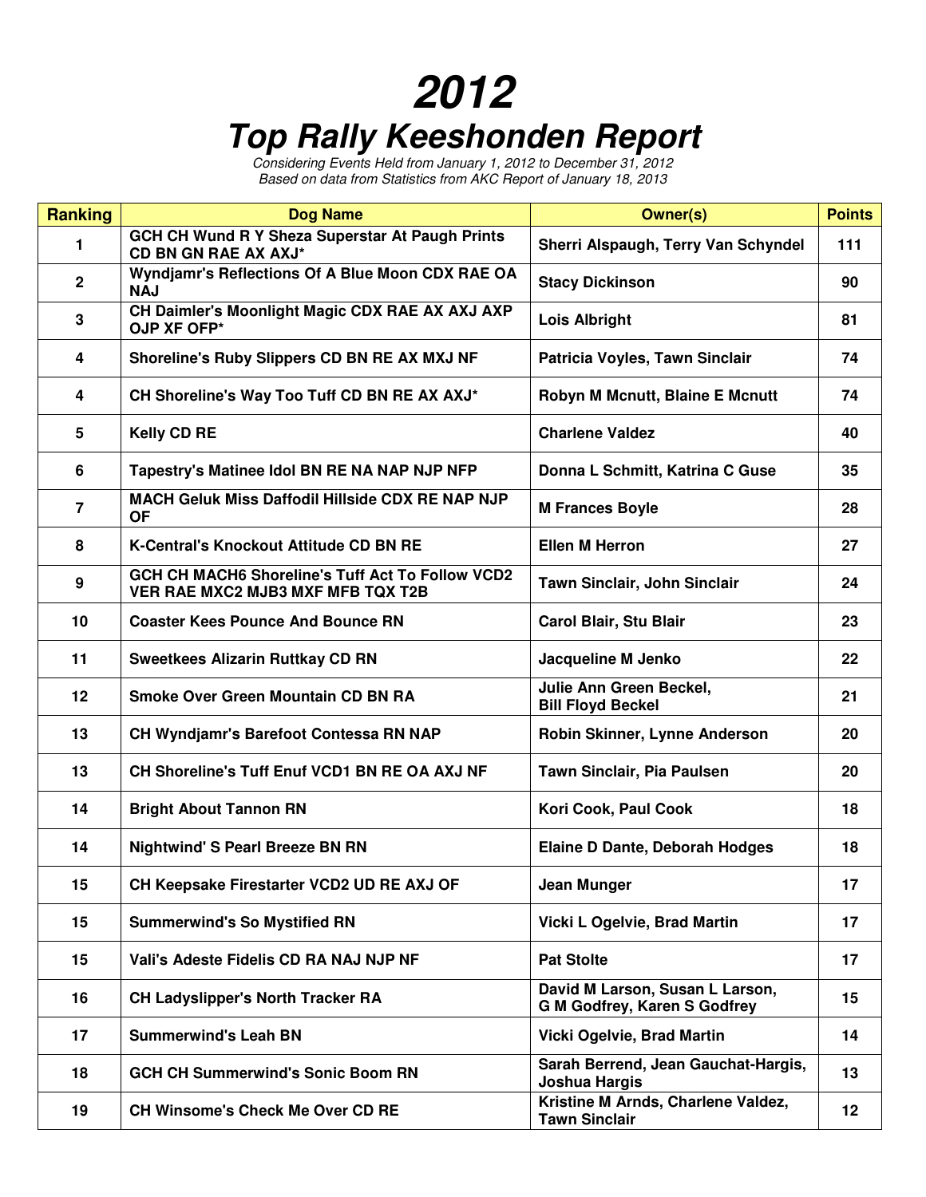# 2012

# Top Rally Keeshonden Report

*Considering Events Held from January 1, 2012 to December 31, 2012*
*Based on data from Statistics from AKC Report of January 18, 2013*

| Ranking | Dog Name | Owner(s) | Points |
|---|---|---|---|
| 1 | GCH CH Wund R Y Sheza Superstar At Paugh Prints CD BN GN RAE AX AXJ* | Sherri Alspaugh, Terry Van Schyndel | 111 |
| 2 | Wyndjamr's Reflections Of A Blue Moon CDX RAE OA NAJ | Stacy Dickinson | 90 |
| 3 | CH Daimler's Moonlight Magic CDX RAE AX AXJ AXP OJP XF OFP* | Lois Albright | 81 |
| 4 | Shoreline's Ruby Slippers CD BN RE AX MXJ NF | Patricia Voyles, Tawn Sinclair | 74 |
| 4 | CH Shoreline's Way Too Tuff CD BN RE AX AXJ* | Robyn M Mcnutt, Blaine E Mcnutt | 74 |
| 5 | Kelly CD RE | Charlene Valdez | 40 |
| 6 | Tapestry's Matinee Idol BN RE NA NAP NJP NFP | Donna L Schmitt, Katrina C Guse | 35 |
| 7 | MACH Geluk Miss Daffodil Hillside CDX RE NAP NJP OF | M Frances Boyle | 28 |
| 8 | K-Central's Knockout Attitude CD BN RE | Ellen M Herron | 27 |
| 9 | GCH CH MACH6 Shoreline's Tuff Act To Follow VCD2 VER RAE MXC2 MJB3 MXF MFB TQX T2B | Tawn Sinclair, John Sinclair | 24 |
| 10 | Coaster Kees Pounce And Bounce RN | Carol Blair, Stu Blair | 23 |
| 11 | Sweetkees Alizarin Ruttkay CD RN | Jacqueline M Jenko | 22 |
| 12 | Smoke Over Green Mountain CD BN RA | Julie Ann Green Beckel, Bill Floyd Beckel | 21 |
| 13 | CH Wyndjamr's Barefoot Contessa RN NAP | Robin Skinner, Lynne Anderson | 20 |
| 13 | CH Shoreline's Tuff Enuf VCD1 BN RE OA AXJ NF | Tawn Sinclair, Pia Paulsen | 20 |
| 14 | Bright About Tannon RN | Kori Cook, Paul Cook | 18 |
| 14 | Nightwind' S Pearl Breeze BN RN | Elaine D Dante, Deborah Hodges | 18 |
| 15 | CH Keepsake Firestarter VCD2 UD RE AXJ OF | Jean Munger | 17 |
| 15 | Summerwind's So Mystified RN | Vicki L Ogelvie, Brad Martin | 17 |
| 15 | Vali's Adeste Fidelis CD RA NAJ NJP NF | Pat Stolte | 17 |
| 16 | CH Ladyslipper's North Tracker RA | David M Larson, Susan L Larson, G M Godfrey, Karen S Godfrey | 15 |
| 17 | Summerwind's Leah BN | Vicki Ogelvie, Brad Martin | 14 |
| 18 | GCH CH Summerwind's Sonic Boom RN | Sarah Berrend, Jean Gauchat-Hargis, Joshua Hargis | 13 |
| 19 | CH Winsome's Check Me Over CD RE | Kristine M Arnds, Charlene Valdez, Tawn Sinclair | 12 |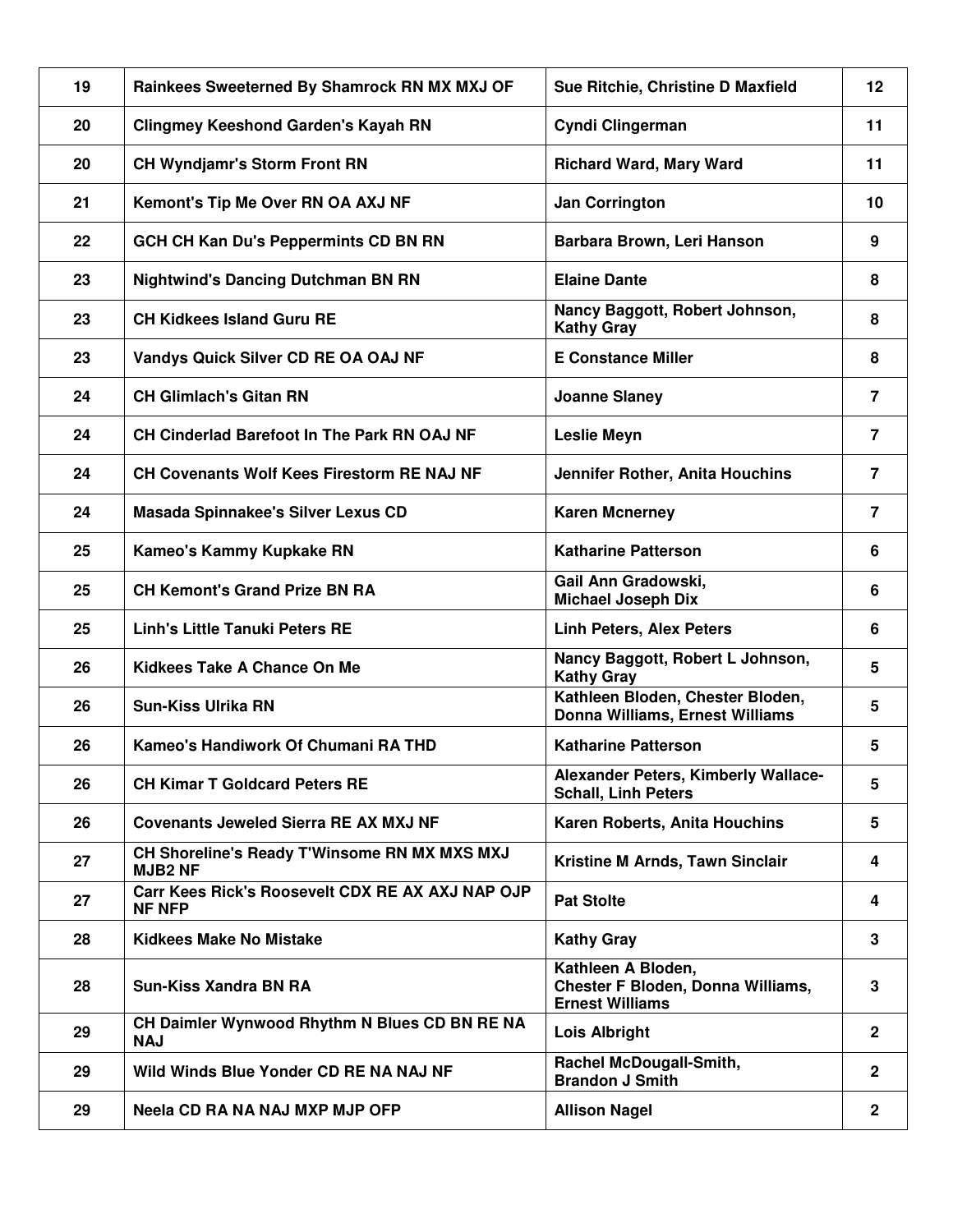| 19 | Rainkees Sweeterned By Shamrock RN MX MXJ OF | Sue Ritchie, Christine D Maxfield | 12 |
|---|---|---|---|
| 20 | Clingmey Keeshond Garden's Kayah RN | Cyndi Clingerman | 11 |
| 20 | CH Wyndjamr's Storm Front RN | Richard Ward, Mary Ward | 11 |
| 21 | Kemont's Tip Me Over RN OA AXJ NF | Jan Corrington | 10 |
| 22 | GCH CH Kan Du's Peppermints CD BN RN | Barbara Brown, Leri Hanson | 9 |
| 23 | Nightwind's Dancing Dutchman BN RN | Elaine Dante | 8 |
| 23 | CH Kidkees Island Guru RE | Nancy Baggott, Robert Johnson, Kathy Gray | 8 |
| 23 | Vandys Quick Silver CD RE OA OAJ NF | E Constance Miller | 8 |
| 24 | CH Glimlach's Gitan RN | Joanne Slaney | 7 |
| 24 | CH Cinderlad Barefoot In The Park RN OAJ NF | Leslie Meyn | 7 |
| 24 | CH Covenants Wolf Kees Firestorm RE NAJ NF | Jennifer Rother, Anita Houchins | 7 |
| 24 | Masada Spinnakee's Silver Lexus CD | Karen Mcnerney | 7 |
| 25 | Kameo's Kammy Kupkake RN | Katharine Patterson | 6 |
| 25 | CH Kemont's Grand Prize BN RA | Gail Ann Gradowski, Michael Joseph Dix | 6 |
| 25 | Linh's Little Tanuki Peters RE | Linh Peters, Alex Peters | 6 |
| 26 | Kidkees Take A Chance On Me | Nancy Baggott, Robert L Johnson, Kathy Gray | 5 |
| 26 | Sun-Kiss Ulrika RN | Kathleen Bloden, Chester Bloden, Donna Williams, Ernest Williams | 5 |
| 26 | Kameo's Handiwork Of Chumani RA THD | Katharine Patterson | 5 |
| 26 | CH Kimar T Goldcard Peters RE | Alexander Peters, Kimberly Wallace-Schall, Linh Peters | 5 |
| 26 | Covenants Jeweled Sierra RE AX MXJ NF | Karen Roberts, Anita Houchins | 5 |
| 27 | CH Shoreline's Ready T'Winsome RN MX MXS MXJ MJB2 NF | Kristine M Arnds, Tawn Sinclair | 4 |
| 27 | Carr Kees Rick's Roosevelt CDX RE AX AXJ NAP OJP NF NFP | Pat Stolte | 4 |
| 28 | Kidkees Make No Mistake | Kathy Gray | 3 |
| 28 | Sun-Kiss Xandra BN RA | Kathleen A Bloden, Chester F Bloden, Donna Williams, Ernest Williams | 3 |
| 29 | CH Daimler Wynwood Rhythm N Blues CD BN RE NA NAJ | Lois Albright | 2 |
| 29 | Wild Winds Blue Yonder CD RE NA NAJ NF | Rachel McDougall-Smith, Brandon J Smith | 2 |
| 29 | Neela CD RA NA NAJ MXP MJP OFP | Allison Nagel | 2 |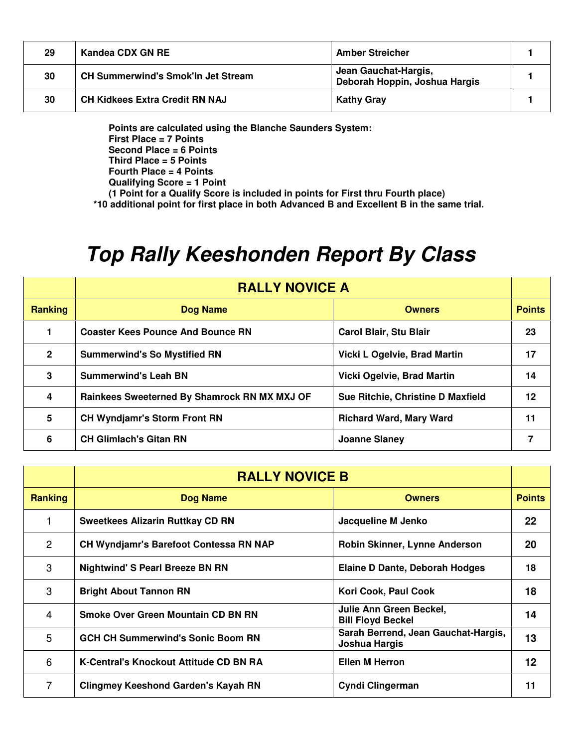| | | | |
|---|---|---|---|
| 29 | Kandea CDX GN RE | Amber Streicher | 1 |
| 30 | CH Summerwind's Smok'In Jet Stream | Jean Gauchat-Hargis, Deborah Hoppin, Joshua Hargis | 1 |
| 30 | CH Kidkees Extra Credit RN NAJ | Kathy Gray | 1 |

**Points are calculated using the Blanche Saunders System:**
**First Place = 7 Points**
**Second Place = 6 Points**
**Third Place = 5 Points**
**Fourth Place = 4 Points**
**Qualifying Score = 1 Point**
**(1 Point for a Qualify Score is included in points for First thru Fourth place)**
**\*10 additional point for first place in both Advanced B and Excellent B in the same trial.**

# *Top Rally Keeshonden Report By Class*

| | RALLY NOVICE A | | |
|---|---|---|---|
| **Ranking** | **Dog Name** | **Owners** | **Points** |
| 1 | Coaster Kees Pounce And Bounce RN | Carol Blair, Stu Blair | 23 |
| 2 | Summerwind's So Mystified RN | Vicki L Ogelvie, Brad Martin | 17 |
| 3 | Summerwind's Leah BN | Vicki Ogelvie, Brad Martin | 14 |
| 4 | Rainkees Sweeterned By Shamrock RN MX MXJ OF | Sue Ritchie, Christine D Maxfield | 12 |
| 5 | CH Wyndjamr's Storm Front RN | Richard Ward, Mary Ward | 11 |
| 6 | CH Glimlach's Gitan RN | Joanne Slaney | 7 |

| | RALLY NOVICE B | | |
|---|---|---|---|
| **Ranking** | **Dog Name** | **Owners** | **Points** |
| 1 | Sweetkees Alizarin Ruttkay CD RN | Jacqueline M Jenko | 22 |
| 2 | CH Wyndjamr's Barefoot Contessa RN NAP | Robin Skinner, Lynne Anderson | 20 |
| 3 | Nightwind' S Pearl Breeze BN RN | Elaine D Dante, Deborah Hodges | 18 |
| 3 | Bright About Tannon RN | Kori Cook, Paul Cook | 18 |
| 4 | Smoke Over Green Mountain CD BN RN | Julie Ann Green Beckel, Bill Floyd Beckel | 14 |
| 5 | GCH CH Summerwind's Sonic Boom RN | Sarah Berrend, Jean Gauchat-Hargis, Joshua Hargis | 13 |
| 6 | K-Central's Knockout Attitude CD BN RA | Ellen M Herron | 12 |
| 7 | Clingmey Keeshond Garden's Kayah RN | Cyndi Clingerman | 11 |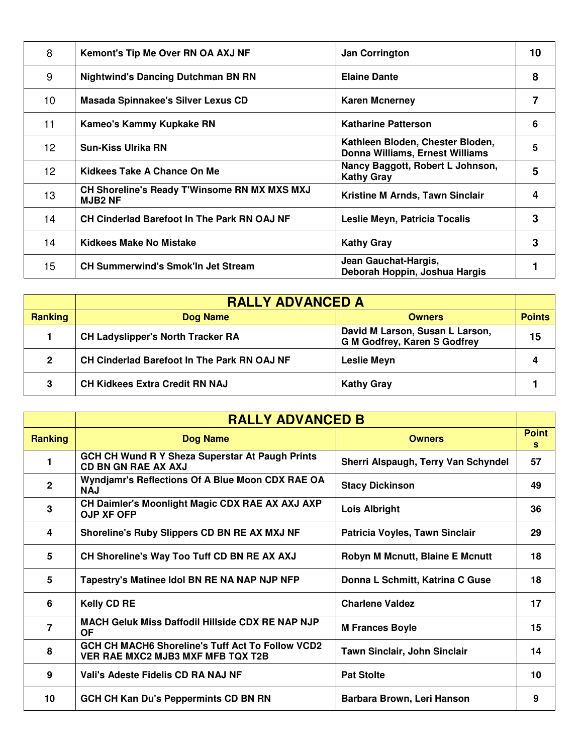| 8 | Kemont's Tip Me Over RN OA AXJ NF | Jan Corrington | 10 |
|---|---|---|---|
| 9 | Nightwind's Dancing Dutchman BN RN | Elaine Dante | 8 |
| 10 | Masada Spinnakee's Silver Lexus CD | Karen Mcnerney | 7 |
| 11 | Kameo's Kammy Kupkake RN | Katharine Patterson | 6 |
| 12 | Sun-Kiss Ulrika RN | Kathleen Bloden, Chester Bloden, Donna Williams, Ernest Williams | 5 |
| 12 | Kidkees Take A Chance On Me | Nancy Baggott, Robert L Johnson, Kathy Gray | 5 |
| 13 | CH Shoreline's Ready T'Winsome RN MX MXS MXJ MJB2 NF | Kristine M Arnds, Tawn Sinclair | 4 |
| 14 | CH Cinderlad Barefoot In The Park RN OAJ NF | Leslie Meyn, Patricia Tocalis | 3 |
| 14 | Kidkees Make No Mistake | Kathy Gray | 3 |
| 15 | CH Summerwind's Smok'In Jet Stream | Jean Gauchat-Hargis, Deborah Hoppin, Joshua Hargis | 1 |

| | RALLY ADVANCED A | | |
|---|---|---|---|
| Ranking | Dog Name | Owners | Points |
| 1 | CH Ladyslipper's North Tracker RA | David M Larson, Susan L Larson, G M Godfrey, Karen S Godfrey | 15 |
| 2 | CH Cinderlad Barefoot In The Park RN OAJ NF | Leslie Meyn | 4 |
| 3 | CH Kidkees Extra Credit RN NAJ | Kathy Gray | 1 |

| | RALLY ADVANCED B | | |
|---|---|---|---|
| Ranking | Dog Name | Owners | Points |
| 1 | GCH CH Wund R Y Sheza Superstar At Paugh Prints CD BN GN RAE AX AXJ | Sherri Alspaugh, Terry Van Schyndel | 57 |
| 2 | Wyndjamr's Reflections Of A Blue Moon CDX RAE OA NAJ | Stacy Dickinson | 49 |
| 3 | CH Daimler's Moonlight Magic CDX RAE AX AXJ AXP OJP XF OFP | Lois Albright | 36 |
| 4 | Shoreline's Ruby Slippers CD BN RE AX MXJ NF | Patricia Voyles, Tawn Sinclair | 29 |
| 5 | CH Shoreline's Way Too Tuff CD BN RE AX AXJ | Robyn M Mcnutt, Blaine E Mcnutt | 18 |
| 5 | Tapestry's Matinee Idol BN RE NA NAP NJP NFP | Donna L Schmitt, Katrina C Guse | 18 |
| 6 | Kelly CD RE | Charlene Valdez | 17 |
| 7 | MACH Geluk Miss Daffodil Hillside CDX RE NAP NJP OF | M Frances Boyle | 15 |
| 8 | GCH CH MACH6 Shoreline's Tuff Act To Follow VCD2 VER RAE MXC2 MJB3 MXF MFB TQX T2B | Tawn Sinclair, John Sinclair | 14 |
| 9 | Vali's Adeste Fidelis CD RA NAJ NF | Pat Stolte | 10 |
| 10 | GCH CH Kan Du's Peppermints CD BN RN | Barbara Brown, Leri Hanson | 9 |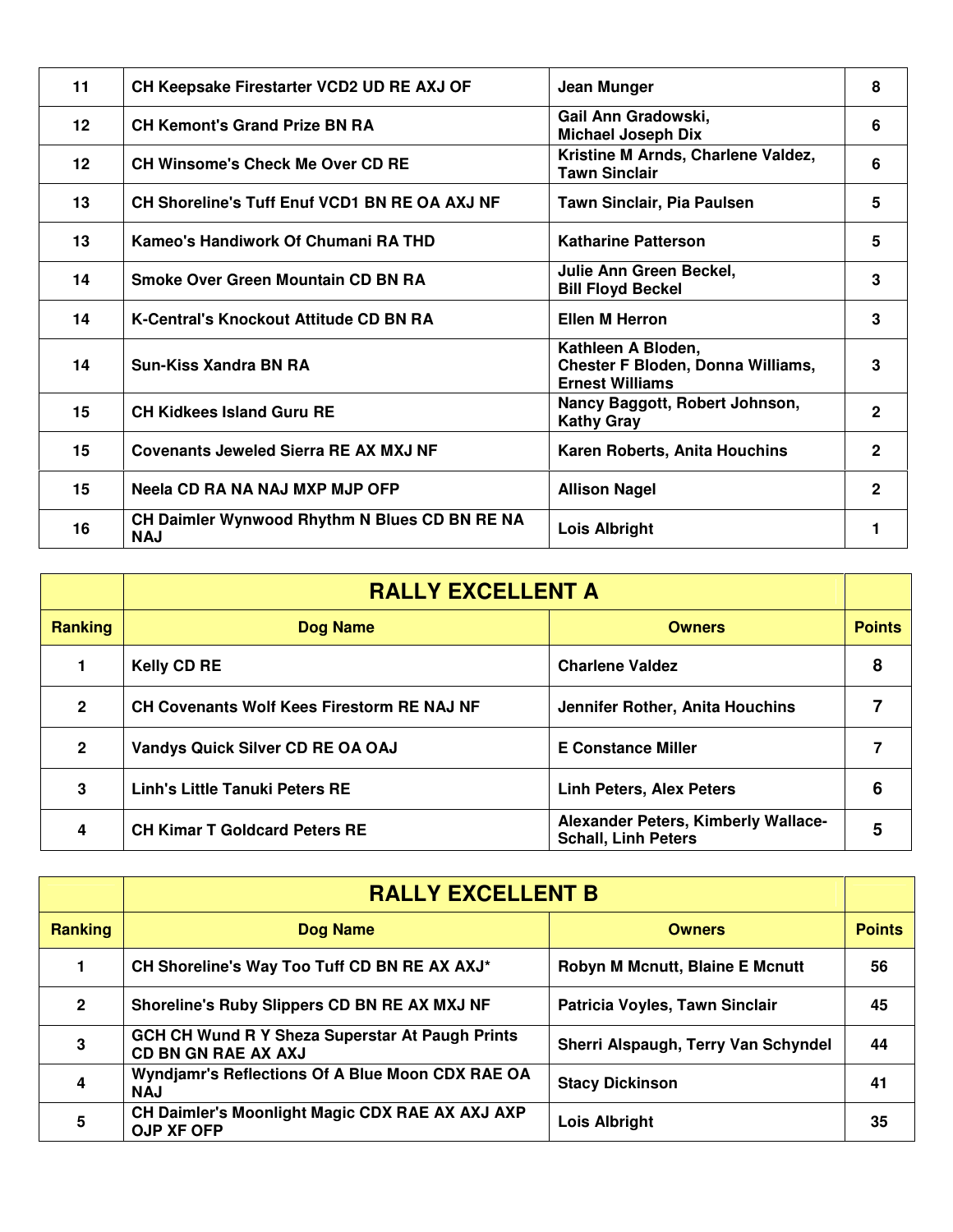| | | | |
|---|---|---|---|
| 11 | CH Keepsake Firestarter VCD2 UD RE AXJ OF | Jean Munger | 8 |
| 12 | CH Kemont's Grand Prize BN RA | Gail Ann Gradowski, Michael Joseph Dix | 6 |
| 12 | CH Winsome's Check Me Over CD RE | Kristine M Arnds, Charlene Valdez, Tawn Sinclair | 6 |
| 13 | CH Shoreline's Tuff Enuf VCD1 BN RE OA AXJ NF | Tawn Sinclair, Pia Paulsen | 5 |
| 13 | Kameo's Handiwork Of Chumani RA THD | Katharine Patterson | 5 |
| 14 | Smoke Over Green Mountain CD BN RA | Julie Ann Green Beckel, Bill Floyd Beckel | 3 |
| 14 | K-Central's Knockout Attitude CD BN RA | Ellen M Herron | 3 |
| 14 | Sun-Kiss Xandra BN RA | Kathleen A Bloden, Chester F Bloden, Donna Williams, Ernest Williams | 3 |
| 15 | CH Kidkees Island Guru RE | Nancy Baggott, Robert Johnson, Kathy Gray | 2 |
| 15 | Covenants Jeweled Sierra RE AX MXJ NF | Karen Roberts, Anita Houchins | 2 |
| 15 | Neela CD RA NA NAJ MXP MJP OFP | Allison Nagel | 2 |
| 16 | CH Daimler Wynwood Rhythm N Blues CD BN RE NA NAJ | Lois Albright | 1 |

## RALLY EXCELLENT A

| Ranking | Dog Name | Owners | Points |
|---|---|---|---|
| 1 | Kelly CD RE | Charlene Valdez | 8 |
| 2 | CH Covenants Wolf Kees Firestorm RE NAJ NF | Jennifer Rother, Anita Houchins | 7 |
| 2 | Vandys Quick Silver CD RE OA OAJ | E Constance Miller | 7 |
| 3 | Linh's Little Tanuki Peters RE | Linh Peters, Alex Peters | 6 |
| 4 | CH Kimar T Goldcard Peters RE | Alexander Peters, Kimberly Wallace-Schall, Linh Peters | 5 |

## RALLY EXCELLENT B

| Ranking | Dog Name | Owners | Points |
|---|---|---|---|
| 1 | CH Shoreline's Way Too Tuff CD BN RE AX AXJ* | Robyn M Mcnutt, Blaine E Mcnutt | 56 |
| 2 | Shoreline's Ruby Slippers CD BN RE AX MXJ NF | Patricia Voyles, Tawn Sinclair | 45 |
| 3 | GCH CH Wund R Y Sheza Superstar At Paugh Prints CD BN GN RAE AX AXJ | Sherri Alspaugh, Terry Van Schyndel | 44 |
| 4 | Wyndjamr's Reflections Of A Blue Moon CDX RAE OA NAJ | Stacy Dickinson | 41 |
| 5 | CH Daimler's Moonlight Magic CDX RAE AX AXJ AXP OJP XF OFP | Lois Albright | 35 |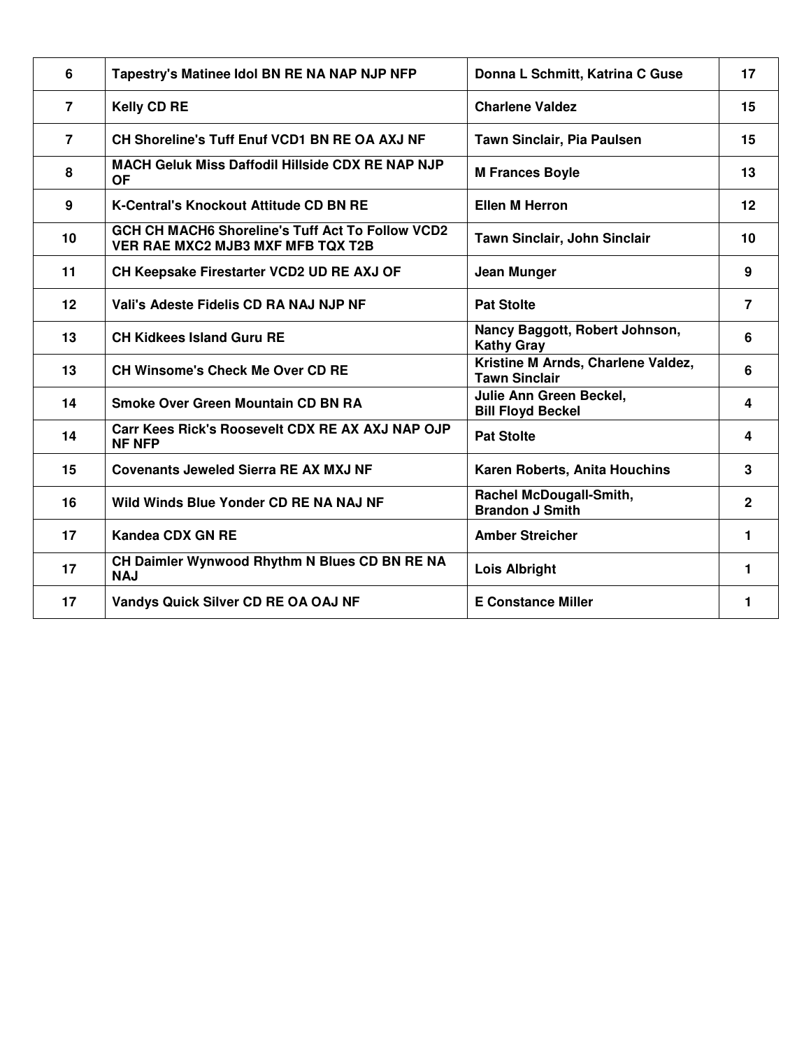| | | | |
|---|---|---|---|
| 6 | Tapestry's Matinee Idol BN RE NA NAP NJP NFP | Donna L Schmitt, Katrina C Guse | 17 |
| 7 | Kelly CD RE | Charlene Valdez | 15 |
| 7 | CH Shoreline's Tuff Enuf VCD1 BN RE OA AXJ NF | Tawn Sinclair, Pia Paulsen | 15 |
| 8 | MACH Geluk Miss Daffodil Hillside CDX RE NAP NJP OF | M Frances Boyle | 13 |
| 9 | K-Central's Knockout Attitude CD BN RE | Ellen M Herron | 12 |
| 10 | GCH CH MACH6 Shoreline's Tuff Act To Follow VCD2 VER RAE MXC2 MJB3 MXF MFB TQX T2B | Tawn Sinclair, John Sinclair | 10 |
| 11 | CH Keepsake Firestarter VCD2 UD RE AXJ OF | Jean Munger | 9 |
| 12 | Vali's Adeste Fidelis CD RA NAJ NJP NF | Pat Stolte | 7 |
| 13 | CH Kidkees Island Guru RE | Nancy Baggott, Robert Johnson, Kathy Gray | 6 |
| 13 | CH Winsome's Check Me Over CD RE | Kristine M Arnds, Charlene Valdez, Tawn Sinclair | 6 |
| 14 | Smoke Over Green Mountain CD BN RA | Julie Ann Green Beckel, Bill Floyd Beckel | 4 |
| 14 | Carr Kees Rick's Roosevelt CDX RE AX AXJ NAP OJP NF NFP | Pat Stolte | 4 |
| 15 | Covenants Jeweled Sierra RE AX MXJ NF | Karen Roberts, Anita Houchins | 3 |
| 16 | Wild Winds Blue Yonder CD RE NA NAJ NF | Rachel McDougall-Smith, Brandon J Smith | 2 |
| 17 | Kandea CDX GN RE | Amber Streicher | 1 |
| 17 | CH Daimler Wynwood Rhythm N Blues CD BN RE NA NAJ | Lois Albright | 1 |
| 17 | Vandys Quick Silver CD RE OA OAJ NF | E Constance Miller | 1 |